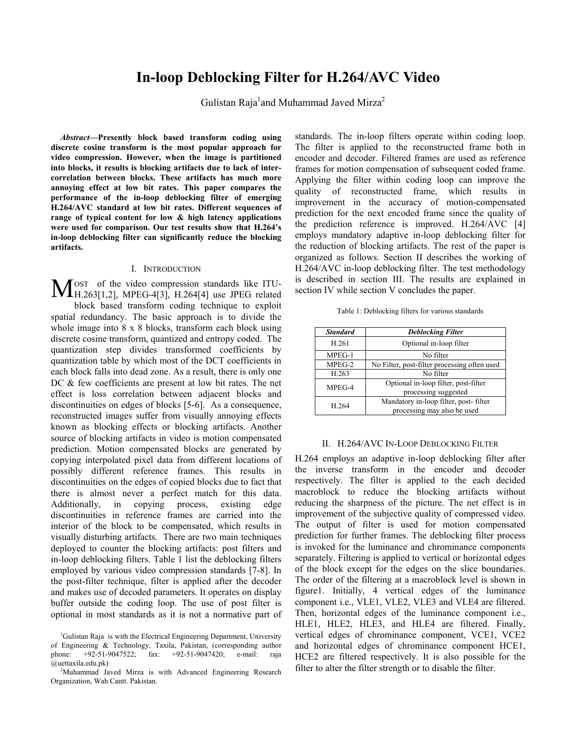# In-loop Deblocking Filter for H.264/AVC Video

Gulistan Raja[1] and Muhammad Javed Mirza[2]

***Abstract*—Presently block based transform coding using discrete cosine transform is the most popular approach for video compression. However, when the image is partitioned into blocks, it results is blocking artifacts due to lack of inter-correlation between blocks. These artifacts has much more annoying effect at low bit rates. This paper compares the performance of the in-loop deblocking filter of emerging H.264/AVC standard at low bit rates. Different sequences of range of typical content for low & high latency applications were used for comparison. Our test results show that H.264's in-loop deblocking filter can significantly reduce the blocking artifacts.**

## I. Introduction

Most of the video compression standards like ITU-H.263[1,2], MPEG-4[3], H.264[4] use JPEG related block based transform coding technique to exploit spatial redundancy. The basic approach is to divide the whole image into 8 x 8 blocks, transform each block using discrete cosine transform, quantized and entropy coded. The quantization step divides transformed coefficients by quantization table by which most of the DCT coefficients in each block falls into dead zone. As a result, there is only one DC & few coefficients are present at low bit rates. The net effect is loss correlation between adjacent blocks and discontinuities on edges of blocks [5-6]. As a consequence, reconstructed images suffer from visually annoying effects known as blocking effects or blocking artifacts. Another source of blocking artifacts in video is motion compensated prediction. Motion compensated blocks are generated by copying interpolated pixel data from different locations of possibly different reference frames. This results in discontinuities on the edges of copied blocks due to fact that there is almost never a perfect match for this data. Additionally, in copying process, existing edge discontinuities in reference frames are carried into the interior of the block to be compensated, which results in visually disturbing artifacts. There are two main techniques deployed to counter the blocking artifacts: post filters and in-loop deblocking filters. Table 1 list the deblocking filters employed by various video compression standards [7-8]. In the post-filter technique, filter is applied after the decoder and makes use of decoded parameters. It operates on display buffer outside the coding loop. The use of post filter is optional in most standards as it is not a normative part of standards. The in-loop filters operate within coding loop. The filter is applied to the reconstructed frame both in encoder and decoder. Filtered frames are used as reference frames for motion compensation of subsequent coded frame. Applying the filter within coding loop can improve the quality of reconstructed frame, which results in improvement in the accuracy of motion-compensated prediction for the next encoded frame since the quality of the prediction reference is improved. H.264/AVC [4] employs mandatory adaptive in-loop deblocking filter for the reduction of blocking artifacts. The rest of the paper is organized as follows. Section II describes the working of H.264/AVC in-loop deblocking filter. The test methodology is described in section III. The results are explained in section IV while section V concludes the paper.

Table 1: Deblocking filters for various standards

| *Standard* | *Deblocking Filter* |
|---|---|
| H.261 | Optional in-loop filter |
| MPEG-1 | No filter |
| MPEG-2 | No Filter, post-filter processing often used |
| H.263 | No filter |
| MPEG-4 | Optional in-loop filter, post-filter processing suggested |
| H.264 | Mandatory in-loop filter, post- filter processing may also be used |

## II. H.264/AVC In-Loop Deblocking Filter

H.264 employs an adaptive in-loop deblocking filter after the inverse transform in the encoder and decoder respectively. The filter is applied to the each decided macroblock to reduce the blocking artifacts without reducing the sharpness of the picture. The net effect is in improvement of the subjective quality of compressed video. The output of filter is used for motion compensated prediction for further frames. The deblocking filter process is invoked for the luminance and chrominance components separately. Filtering is applied to vertical or horizontal edges of the block except for the edges on the slice boundaries. The order of the filtering at a macroblock level is shown in figure1. Initially, 4 vertical edges of the luminance component i.e., VLE1, VLE2, VLE3 and VLE4 are filtered. Then, horizontal edges of the luminance component i.e., HLE1, HLE2, HLE3, and HLE4 are filtered. Finally, vertical edges of chrominance component, VCE1, VCE2 and horizontal edges of chrominance component HCE1, HCE2 are filtered respectively. It is also possible for the filter to alter the filter strength or to disable the filter.

[1]Gulistan Raja is with the Electrical Engineering Department, University of Engineering & Technology, Taxila, Pakistan, (corresponding author phone: +92-51-9047522; fax: +92-51-9047420; e-mail: raja @uettaxila.edu.pk)

[2]Muhammad Javed Mirza is with Advanced Engineering Research Organization, Wah Cantt. Pakistan.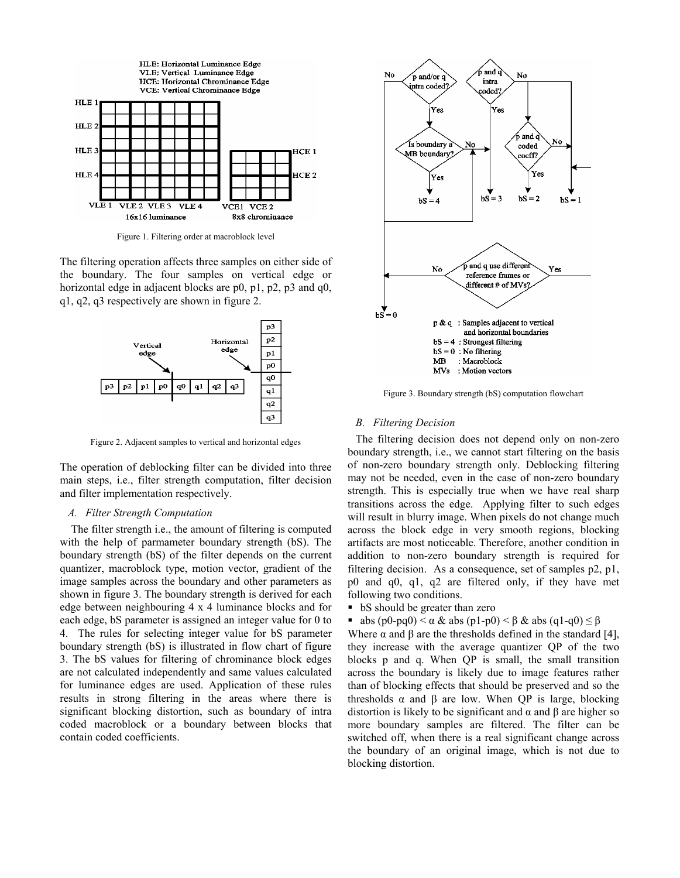Figure 1. Filtering order at macroblock level

The filtering operation affects three samples on either side of the boundary. The four samples on vertical edge or horizontal edge in adjacent blocks are p0, p1, p2, p3 and q0, q1, q2, q3 respectively are shown in figure 2.

Figure 2. Adjacent samples to vertical and horizontal edges

The operation of deblocking filter can be divided into three main steps, i.e., filter strength computation, filter decision and filter implementation respectively.

### *A. Filter Strength Computation*

The filter strength i.e., the amount of filtering is computed with the help of parmameter boundary strength (bS). The boundary strength (bS) of the filter depends on the current quantizer, macroblock type, motion vector, gradient of the image samples across the boundary and other parameters as shown in figure 3. The boundary strength is derived for each edge between neighbouring 4 x 4 luminance blocks and for each edge, bS parameter is assigned an integer value for 0 to 4. The rules for selecting integer value for bS parameter boundary strength (bS) is illustrated in flow chart of figure 3. The bS values for filtering of chrominance block edges are not calculated independently and same values calculated for luminance edges are used. Application of these rules results in strong filtering in the areas where there is significant blocking distortion, such as boundary of intra coded macroblock or a boundary between blocks that contain coded coefficients.

Figure 3. Boundary strength (bS) computation flowchart

### *B. Filtering Decision*

The filtering decision does not depend only on non-zero boundary strength, i.e., we cannot start filtering on the basis of non-zero boundary strength only. Deblocking filtering may not be needed, even in the case of non-zero boundary strength. This is especially true when we have real sharp transitions across the edge. Applying filter to such edges will result in blurry image. When pixels do not change much across the block edge in very smooth regions, blocking artifacts are most noticeable. Therefore, another condition in addition to non-zero boundary strength is required for filtering decision. As a consequence, set of samples p2, p1, p0 and q0, q1, q2 are filtered only, if they have met following two conditions.

- bS should be greater than zero
- abs (p0-pq0) < $\alpha$ & abs (p1-p0) < $\beta$ & abs (q1-q0) $\leq \beta$

Where $\alpha$ and $\beta$ are the thresholds defined in the standard [4], they increase with the average quantizer QP of the two blocks p and q. When QP is small, the small transition across the boundary is likely due to image features rather than of blocking effects that should be preserved and so the thresholds $\alpha$ and $\beta$ are low. When QP is large, blocking distortion is likely to be significant and $\alpha$ and $\beta$ are higher so more boundary samples are filtered. The filter can be switched off, when there is a real significant change across the boundary of an original image, which is not due to blocking distortion.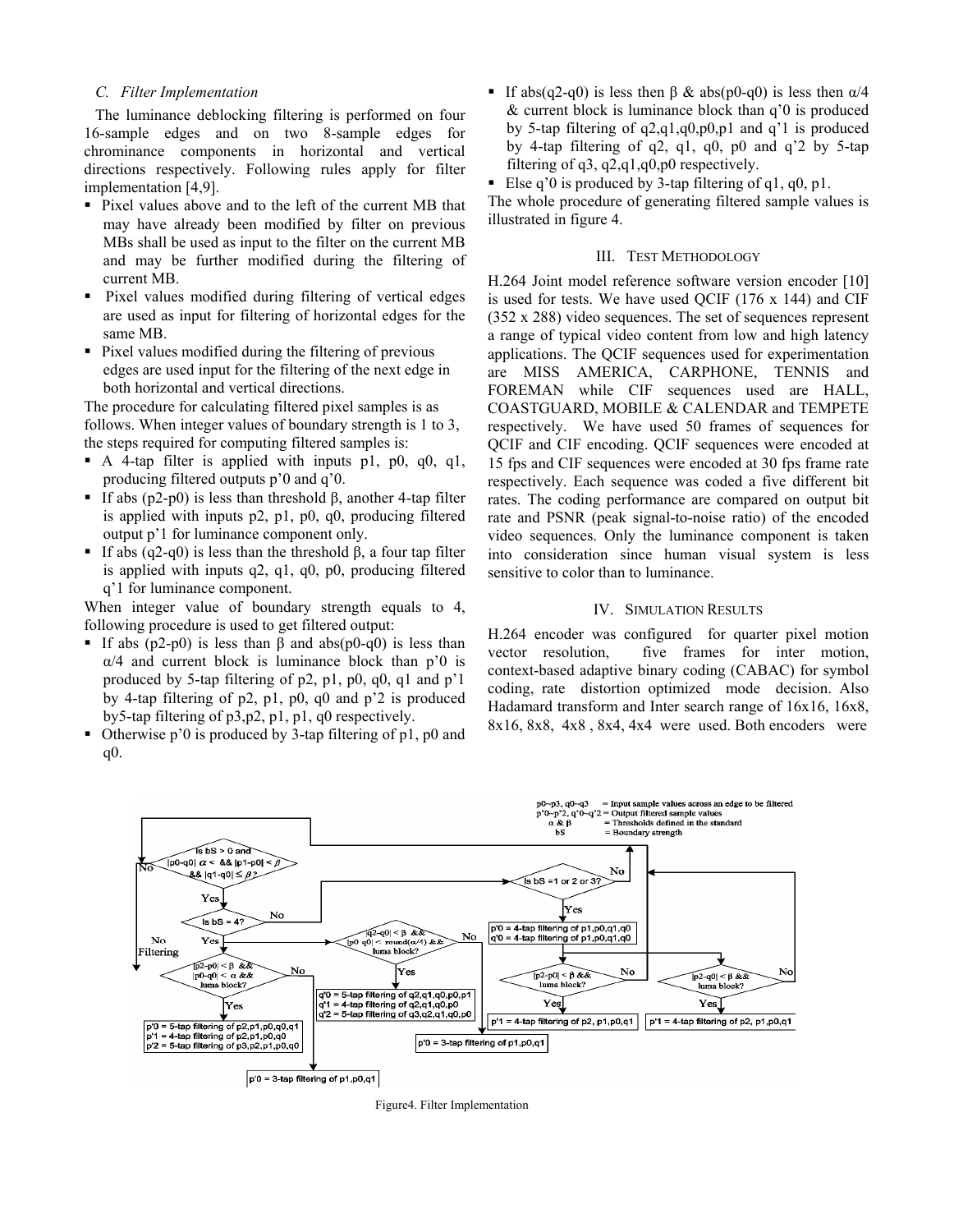### C. Filter Implementation

The luminance deblocking filtering is performed on four 16-sample edges and on two 8-sample edges for chrominance components in horizontal and vertical directions respectively. Following rules apply for filter implementation [4,9].

- Pixel values above and to the left of the current MB that may have already been modified by filter on previous MBs shall be used as input to the filter on the current MB and may be further modified during the filtering of current MB.
- Pixel values modified during filtering of vertical edges are used as input for filtering of horizontal edges for the same MB.
- Pixel values modified during the filtering of previous edges are used input for the filtering of the next edge in both horizontal and vertical directions.

The procedure for calculating filtered pixel samples is as follows. When integer values of boundary strength is 1 to 3, the steps required for computing filtered samples is:

- A 4-tap filter is applied with inputs p1, p0, q0, q1, producing filtered outputs p'0 and q'0.
- If abs (p2-p0) is less than threshold β, another 4-tap filter is applied with inputs p2, p1, p0, q0, producing filtered output p'1 for luminance component only.
- If abs (q2-q0) is less than the threshold β, a four tap filter is applied with inputs q2, q1, q0, p0, producing filtered q'1 for luminance component.

When integer value of boundary strength equals to 4, following procedure is used to get filtered output:

- If abs (p2-p0) is less than β and abs(p0-q0) is less than α/4 and current block is luminance block than p'0 is produced by 5-tap filtering of p2, p1, p0, q0, q1 and p'1 by 4-tap filtering of p2, p1, p0, q0 and p'2 is produced by5-tap filtering of p3,p2, p1, p1, q0 respectively.
- Otherwise p'0 is produced by 3-tap filtering of p1, p0 and q0.
- If abs(q2-q0) is less then β & abs(p0-q0) is less then α/4 & current block is luminance block than q'0 is produced by 5-tap filtering of q2,q1,q0,p0,p1 and q'1 is produced by 4-tap filtering of q2, q1, q0, p0 and q'2 by 5-tap filtering of q3, q2,q1,q0,p0 respectively.
- Else q'0 is produced by 3-tap filtering of q1, q0, p1.

The whole procedure of generating filtered sample values is illustrated in figure 4.

## III. Test Methodology

H.264 Joint model reference software version encoder [10] is used for tests. We have used QCIF (176 x 144) and CIF (352 x 288) video sequences. The set of sequences represent a range of typical video content from low and high latency applications. The QCIF sequences used for experimentation are MISS AMERICA, CARPHONE, TENNIS and FOREMAN while CIF sequences used are HALL, COASTGUARD, MOBILE & CALENDAR and TEMPETE respectively. We have used 50 frames of sequences for QCIF and CIF encoding. QCIF sequences were encoded at 15 fps and CIF sequences were encoded at 30 fps frame rate respectively. Each sequence was coded a five different bit rates. The coding performance are compared on output bit rate and PSNR (peak signal-to-noise ratio) of the encoded video sequences. Only the luminance component is taken into consideration since human visual system is less sensitive to color than to luminance.

## IV. Simulation Results

H.264 encoder was configured for quarter pixel motion vector resolution, five frames for inter motion, context-based adaptive binary coding (CABAC) for symbol coding, rate distortion optimized mode decision. Also Hadamard transform and Inter search range of 16x16, 16x8, 8x16, 8x8, 4x8 , 8x4, 4x4 were used. Both encoders were

Figure4. Filter Implementation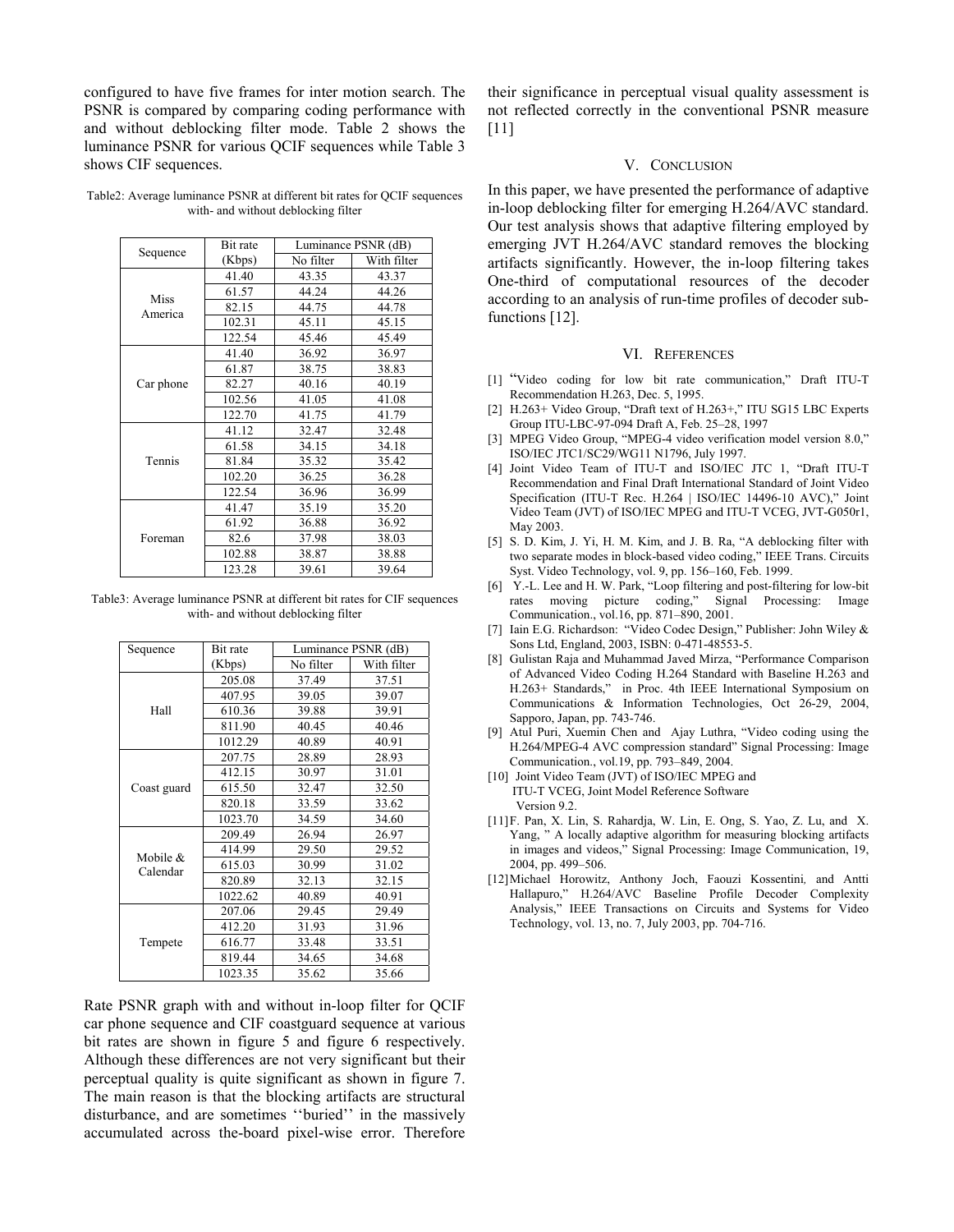configured to have five frames for inter motion search. The PSNR is compared by comparing coding performance with and without deblocking filter mode. Table 2 shows the luminance PSNR for various QCIF sequences while Table 3 shows CIF sequences.

Table2: Average luminance PSNR at different bit rates for QCIF sequences with- and without deblocking filter

| Sequence | Bit rate (Kbps) | Luminance PSNR (dB) | |
|---|---|---|---|
| | | No filter | With filter |
| Miss America | 41.40 | 43.35 | 43.37 |
| | 61.57 | 44.24 | 44.26 |
| | 82.15 | 44.75 | 44.78 |
| | 102.31 | 45.11 | 45.15 |
| | 122.54 | 45.46 | 45.49 |
| Car phone | 41.40 | 36.92 | 36.97 |
| | 61.87 | 38.75 | 38.83 |
| | 82.27 | 40.16 | 40.19 |
| | 102.56 | 41.05 | 41.08 |
| | 122.70 | 41.75 | 41.79 |
| Tennis | 41.12 | 32.47 | 32.48 |
| | 61.58 | 34.15 | 34.18 |
| | 81.84 | 35.32 | 35.42 |
| | 102.20 | 36.25 | 36.28 |
| | 122.54 | 36.96 | 36.99 |
| Foreman | 41.47 | 35.19 | 35.20 |
| | 61.92 | 36.88 | 36.92 |
| | 82.6 | 37.98 | 38.03 |
| | 102.88 | 38.87 | 38.88 |
| | 123.28 | 39.61 | 39.64 |

Table3: Average luminance PSNR at different bit rates for CIF sequences with- and without deblocking filter

| Sequence | Bit rate (Kbps) | Luminance PSNR (dB) | |
|---|---|---|---|
| | | No filter | With filter |
| Hall | 205.08 | 37.49 | 37.51 |
| | 407.95 | 39.05 | 39.07 |
| | 610.36 | 39.88 | 39.91 |
| | 811.90 | 40.45 | 40.46 |
| | 1012.29 | 40.89 | 40.91 |
| Coast guard | 207.75 | 28.89 | 28.93 |
| | 412.15 | 30.97 | 31.01 |
| | 615.50 | 32.47 | 32.50 |
| | 820.18 | 33.59 | 33.62 |
| | 1023.70 | 34.59 | 34.60 |
| Mobile & Calendar | 209.49 | 26.94 | 26.97 |
| | 414.99 | 29.50 | 29.52 |
| | 615.03 | 30.99 | 31.02 |
| | 820.89 | 32.13 | 32.15 |
| | 1022.62 | 40.89 | 40.91 |
| Tempete | 207.06 | 29.45 | 29.49 |
| | 412.20 | 31.93 | 31.96 |
| | 616.77 | 33.48 | 33.51 |
| | 819.44 | 34.65 | 34.68 |
| | 1023.35 | 35.62 | 35.66 |

Rate PSNR graph with and without in-loop filter for QCIF car phone sequence and CIF coastguard sequence at various bit rates are shown in figure 5 and figure 6 respectively. Although these differences are not very significant but their perceptual quality is quite significant as shown in figure 7. The main reason is that the blocking artifacts are structural disturbance, and are sometimes ''buried'' in the massively accumulated across the-board pixel-wise error. Therefore their significance in perceptual visual quality assessment is not reflected correctly in the conventional PSNR measure [11]

## V. CONCLUSION

In this paper, we have presented the performance of adaptive in-loop deblocking filter for emerging H.264/AVC standard. Our test analysis shows that adaptive filtering employed by emerging JVT H.264/AVC standard removes the blocking artifacts significantly. However, the in-loop filtering takes One-third of computational resources of the decoder according to an analysis of run-time profiles of decoder sub-functions [12].

## VI. REFERENCES

[1] "Video coding for low bit rate communication," Draft ITU-T Recommendation H.263, Dec. 5, 1995.

[2] H.263+ Video Group, "Draft text of H.263+," ITU SG15 LBC Experts Group ITU-LBC-97-094 Draft A, Feb. 25–28, 1997

[3] MPEG Video Group, "MPEG-4 video verification model version 8.0," ISO/IEC JTC1/SC29/WG11 N1796, July 1997.

[4] Joint Video Team of ITU-T and ISO/IEC JTC 1, "Draft ITU-T Recommendation and Final Draft International Standard of Joint Video Specification (ITU-T Rec. H.264 | ISO/IEC 14496-10 AVC)," Joint Video Team (JVT) of ISO/IEC MPEG and ITU-T VCEG, JVT-G050r1, May 2003.

[5] S. D. Kim, J. Yi, H. M. Kim, and J. B. Ra, "A deblocking filter with two separate modes in block-based video coding," IEEE Trans. Circuits Syst. Video Technology, vol. 9, pp. 156–160, Feb. 1999.

[6] Y.-L. Lee and H. W. Park, "Loop filtering and post-filtering for low-bit rates moving picture coding," Signal Processing: Image Communication., vol.16, pp. 871–890, 2001.

[7] Iain E.G. Richardson: "Video Codec Design," Publisher: John Wiley & Sons Ltd, England, 2003, ISBN: 0-471-48553-5.

[8] Gulistan Raja and Muhammad Javed Mirza, "Performance Comparison of Advanced Video Coding H.264 Standard with Baseline H.263 and H.263+ Standards," in Proc. 4th IEEE International Symposium on Communications & Information Technologies, Oct 26-29, 2004, Sapporo, Japan, pp. 743-746.

[9] Atul Puri, Xuemin Chen and Ajay Luthra, "Video coding using the H.264/MPEG-4 AVC compression standard" Signal Processing: Image Communication., vol.19, pp. 793–849, 2004.

[10] Joint Video Team (JVT) of ISO/IEC MPEG and ITU-T VCEG, Joint Model Reference Software Version 9.2.

[11] F. Pan, X. Lin, S. Rahardja, W. Lin, E. Ong, S. Yao, Z. Lu, and X. Yang, " A locally adaptive algorithm for measuring blocking artifacts in images and videos," Signal Processing: Image Communication, 19, 2004, pp. 499–506.

[12] Michael Horowitz, Anthony Joch, Faouzi Kossentini, and Antti Hallapuro," H.264/AVC Baseline Profile Decoder Complexity Analysis," IEEE Transactions on Circuits and Systems for Video Technology, vol. 13, no. 7, July 2003, pp. 704-716.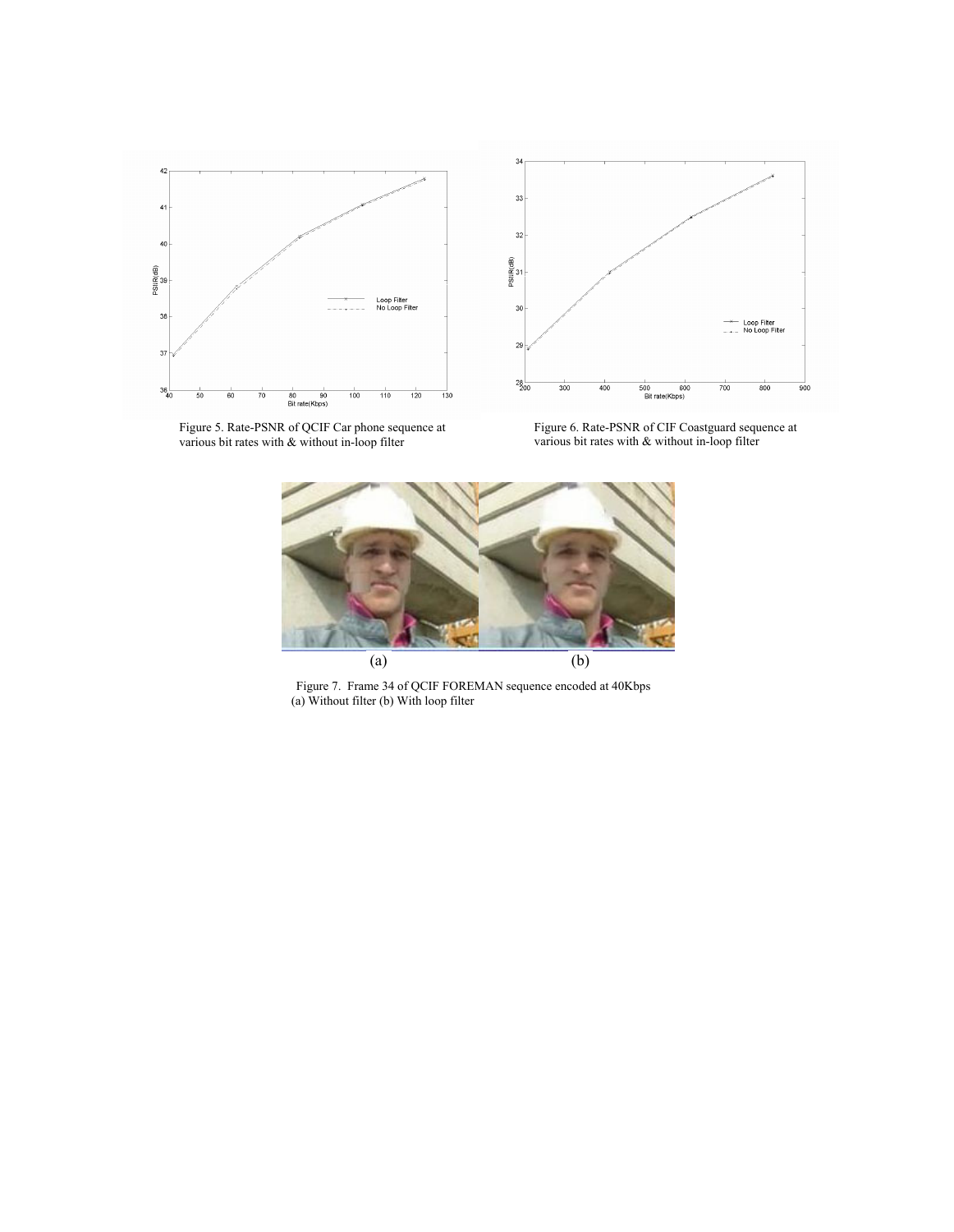42

41

40

PSNR(dB) 39

38

37

36

40 50 60 70 80 90 100 110 120 130

Bit rate(Kbps)

Loop Filter
No Loop Filter

Figure 5. Rate-PSNR of QCIF Car phone sequence at various bit rates with & without in-loop filter

34

33

32

PSNR(dB) 31

30

29

28

200 300 400 500 600 700 800 900

Bit rate(Kbps)

Loop Filter
No Loop Filter

Figure 6. Rate-PSNR of CIF Coastguard sequence at various bit rates with & without in-loop filter

(a) (b)

Figure 7. Frame 34 of QCIF FOREMAN sequence encoded at 40Kbps
(a) Without filter (b) With loop filter